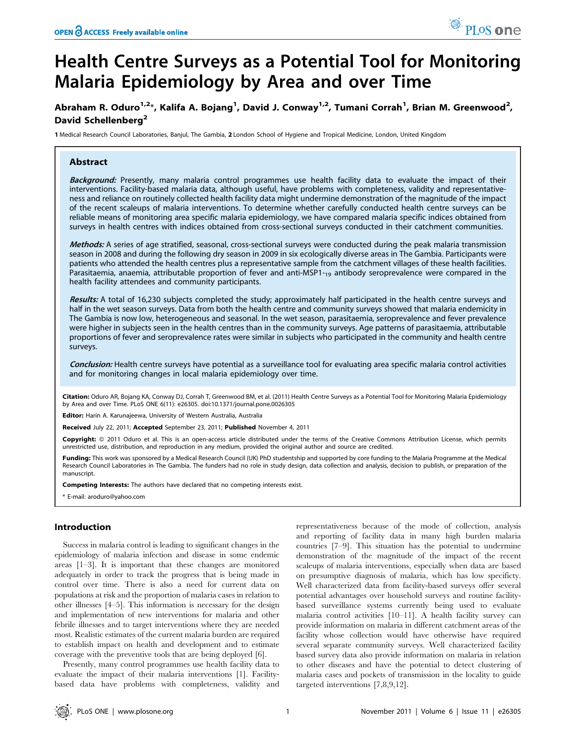# Health Centre Surveys as a Potential Tool for Monitoring Malaria Epidemiology by Area and over Time

**Abraham R. Oduro[1,2]*, Kalifa A. Bojang[1], David J. Conway[1,2], Tumani Corrah[1], Brian M. Greenwood[2], David Schellenberg[2]**

1 Medical Research Council Laboratories, Banjul, The Gambia, 2 London School of Hygiene and Tropical Medicine, London, United Kingdom

## Abstract

***Background:*** Presently, many malaria control programmes use health facility data to evaluate the impact of their interventions. Facility-based malaria data, although useful, have problems with completeness, validity and representativeness and reliance on routinely collected health facility data might undermine demonstration of the magnitude of the impact of the recent scaleups of malaria interventions. To determine whether carefully conducted health centre surveys can be reliable means of monitoring area specific malaria epidemiology, we have compared malaria specific indices obtained from surveys in health centres with indices obtained from cross-sectional surveys conducted in their catchment communities.

***Methods:*** A series of age stratified, seasonal, cross-sectional surveys were conducted during the peak malaria transmission season in 2008 and during the following dry season in 2009 in six ecologically diverse areas in The Gambia. Participants were patients who attended the health centres plus a representative sample from the catchment villages of these health facilities. Parasitaemia, anaemia, attributable proportion of fever and anti-MSP1-$_{19}$ antibody seroprevalence were compared in the health facility attendees and community participants.

***Results:*** A total of 16,230 subjects completed the study; approximately half participated in the health centre surveys and half in the wet season surveys. Data from both the health centre and community surveys showed that malaria endemicity in The Gambia is now low, heterogeneous and seasonal. In the wet season, parasitaemia, seroprevalence and fever prevalence were higher in subjects seen in the health centres than in the community surveys. Age patterns of parasitaemia, attributable proportions of fever and seroprevalence rates were similar in subjects who participated in the community and health centre surveys.

***Conclusion:*** Health centre surveys have potential as a surveillance tool for evaluating area specific malaria control activities and for monitoring changes in local malaria epidemiology over time.

**Citation:** Oduro AR, Bojang KA, Conway DJ, Corrah T, Greenwood BM, et al. (2011) Health Centre Surveys as a Potential Tool for Monitoring Malaria Epidemiology by Area and over Time. PLoS ONE 6(11): e26305. doi:10.1371/journal.pone.0026305

**Editor:** Harin A. Karunajeewa, University of Western Australia, Australia

**Received** July 22, 2011; **Accepted** September 23, 2011; **Published** November 4, 2011

**Copyright:** © 2011 Oduro et al. This is an open-access article distributed under the terms of the Creative Commons Attribution License, which permits unrestricted use, distribution, and reproduction in any medium, provided the original author and source are credited.

**Funding:** This work was sponsored by a Medical Research Council (UK) PhD studentship and supported by core funding to the Malaria Programme at the Medical Research Council Laboratories in The Gambia. The funders had no role in study design, data collection and analysis, decision to publish, or preparation of the manuscript.

**Competing Interests:** The authors have declared that no competing interests exist.

\* E-mail: aroduro@yahoo.com

## Introduction

Success in malaria control is leading to significant changes in the epidemiology of malaria infection and disease in some endemic areas [1–3]. It is important that these changes are monitored adequately in order to track the progress that is being made in control over time. There is also a need for current data on populations at risk and the proportion of malaria cases in relation to other illnesses [4–5]. This information is necessary for the design and implementation of new interventions for malaria and other febrile illnesses and to target interventions where they are needed most. Realistic estimates of the current malaria burden are required to establish impact on health and development and to estimate coverage with the preventive tools that are being deployed [6].

Presently, many control programmes use health facility data to evaluate the impact of their malaria interventions [1]. Facility-based data have problems with completeness, validity and representativeness because of the mode of collection, analysis and reporting of facility data in many high burden malaria countries [7–9]. This situation has the potential to undermine demonstration of the magnitude of the impact of the recent scaleups of malaria interventions, especially when data are based on presumptive diagnosis of malaria, which has low specificty. Well characterized data from facility-based surveys offer several potential advantages over household surveys and routine facility-based surveillance systems currently being used to evaluate malaria control activities [10–11]. A health facility survey can provide information on malaria in different catchment areas of the facility whose collection would have otherwise have required several separate community surveys. Well characterized facility based survey data also provide information on malaria in relation to other diseases and have the potential to detect clustering of malaria cases and pockets of transmission in the locality to guide targeted interventions [7,8,9,12].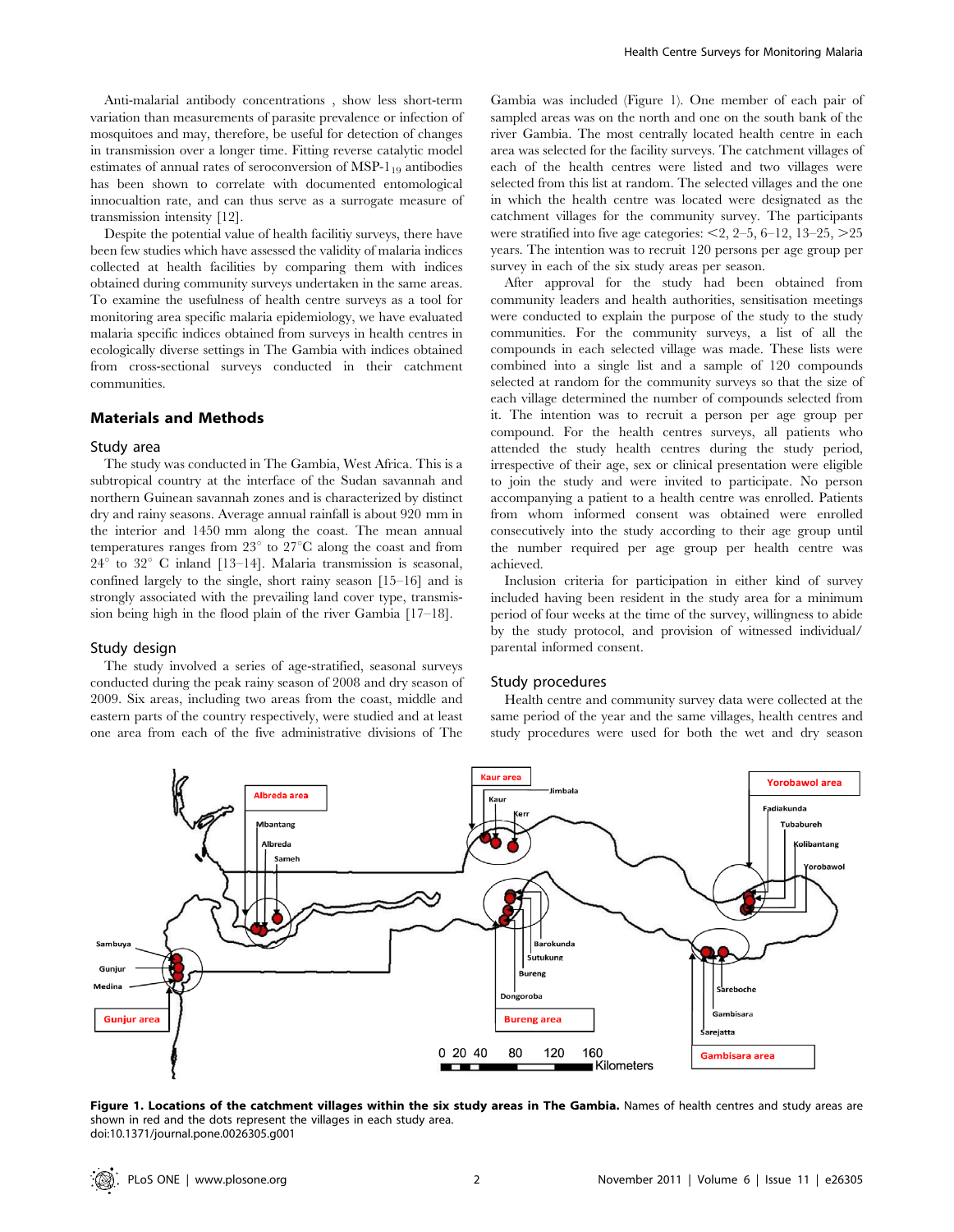Anti-malarial antibody concentrations , show less short-term variation than measurements of parasite prevalence or infection of mosquitoes and may, therefore, be useful for detection of changes in transmission over a longer time. Fitting reverse catalytic model estimates of annual rates of seroconversion of MSP-$1_{19}$ antibodies has been shown to correlate with documented entomological innocualtion rate, and can thus serve as a surrogate measure of transmission intensity [12].

Despite the potential value of health facilitiy surveys, there have been few studies which have assessed the validity of malaria indices collected at health facilities by comparing them with indices obtained during community surveys undertaken in the same areas. To examine the usefulness of health centre surveys as a tool for monitoring area specific malaria epidemiology, we have evaluated malaria specific indices obtained from surveys in health centres in ecologically diverse settings in The Gambia with indices obtained from cross-sectional surveys conducted in their catchment communities.

## Materials and Methods

### Study area

The study was conducted in The Gambia, West Africa. This is a subtropical country at the interface of the Sudan savannah and northern Guinean savannah zones and is characterized by distinct dry and rainy seasons. Average annual rainfall is about 920 mm in the interior and 1450 mm along the coast. The mean annual temperatures ranges from 23° to 27°C along the coast and from 24° to 32° C inland [13–14]. Malaria transmission is seasonal, confined largely to the single, short rainy season [15–16] and is strongly associated with the prevailing land cover type, transmission being high in the flood plain of the river Gambia [17–18].

### Study design

The study involved a series of age-stratified, seasonal surveys conducted during the peak rainy season of 2008 and dry season of 2009. Six areas, including two areas from the coast, middle and eastern parts of the country respectively, were studied and at least one area from each of the five administrative divisions of The Gambia was included (Figure 1). One member of each pair of sampled areas was on the north and one on the south bank of the river Gambia. The most centrally located health centre in each area was selected for the facility surveys. The catchment villages of each of the health centres were listed and two villages were selected from this list at random. The selected villages and the one in which the health centre was located were designated as the catchment villages for the community survey. The participants were stratified into five age categories: <2, 2–5, 6–12, 13–25, >25 years. The intention was to recruit 120 persons per age group per survey in each of the six study areas per season.

After approval for the study had been obtained from community leaders and health authorities, sensitisation meetings were conducted to explain the purpose of the study to the study communities. For the community surveys, a list of all the compounds in each selected village was made. These lists were combined into a single list and a sample of 120 compounds selected at random for the community surveys so that the size of each village determined the number of compounds selected from it. The intention was to recruit a person per age group per compound. For the health centres surveys, all patients who attended the study health centres during the study period, irrespective of their age, sex or clinical presentation were eligible to join the study and were invited to participate. No person accompanying a patient to a health centre was enrolled. Patients from whom informed consent was obtained were enrolled consecutively into the study according to their age group until the number required per age group per health centre was achieved.

Inclusion criteria for participation in either kind of survey included having been resident in the study area for a minimum period of four weeks at the time of the survey, willingness to abide by the study protocol, and provision of witnessed individual/parental informed consent.

### Study procedures

Health centre and community survey data were collected at the same period of the year and the same villages, health centres and study procedures were used for both the wet and dry season

**Figure 1. Locations of the catchment villages within the six study areas in The Gambia.** Names of health centres and study areas are shown in red and the dots represent the villages in each study area.
doi:10.1371/journal.pone.0026305.g001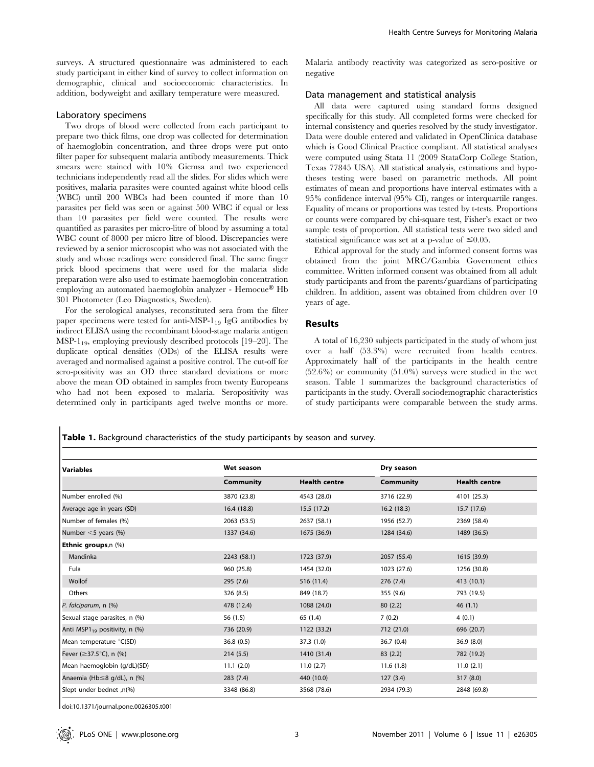surveys. A structured questionnaire was administered to each study participant in either kind of survey to collect information on demographic, clinical and socioeconomic characteristics. In addition, bodyweight and axillary temperature were measured.

### Laboratory specimens

Two drops of blood were collected from each participant to prepare two thick films, one drop was collected for determination of haemoglobin concentration, and three drops were put onto filter paper for subsequent malaria antibody measurements. Thick smears were stained with 10% Giemsa and two experienced technicians independently read all the slides. For slides which were positives, malaria parasites were counted against white blood cells (WBC) until 200 WBCs had been counted if more than 10 parasites per field was seen or against 500 WBC if equal or less than 10 parasites per field were counted. The results were quantified as parasites per micro-litre of blood by assuming a total WBC count of 8000 per micro litre of blood. Discrepancies were reviewed by a senior microscopist who was not associated with the study and whose readings were considered final. The same finger prick blood specimens that were used for the malaria slide preparation were also used to estimate haemoglobin concentration employing an automated haemoglobin analyzer - Hemocue® Hb 301 Photometer (Leo Diagnostics, Sweden).

For the serological analyses, reconstituted sera from the filter paper specimens were tested for anti-MSP-$1_{19}$ IgG antibodies by indirect ELISA using the recombinant blood-stage malaria antigen MSP-$1_{19}$, employing previously described protocols [19–20]. The duplicate optical densities (ODs) of the ELISA results were averaged and normalised against a positive control. The cut-off for sero-positivity was an OD three standard deviations or more above the mean OD obtained in samples from twenty Europeans who had not been exposed to malaria. Seropositivity was determined only in participants aged twelve months or more. Malaria antibody reactivity was categorized as sero-positive or negative

### Data management and statistical analysis

All data were captured using standard forms designed specifically for this study. All completed forms were checked for internal consistency and queries resolved by the study investigator. Data were double entered and validated in OpenClinica database which is Good Clinical Practice compliant. All statistical analyses were computed using Stata 11 (2009 StataCorp College Station, Texas 77845 USA). All statistical analysis, estimations and hypotheses testing were based on parametric methods. All point estimates of mean and proportions have interval estimates with a 95% confidence interval (95% CI), ranges or interquartile ranges. Equality of means or proportions was tested by t-tests. Proportions or counts were compared by chi-square test, Fisher's exact or two sample tests of proportion. All statistical tests were two sided and statistical significance was set at a p-value of $\leq$0.05.

Ethical approval for the study and informed consent forms was obtained from the joint MRC/Gambia Government ethics committee. Written informed consent was obtained from all adult study participants and from the parents/guardians of participating children. In addition, assent was obtained from children over 10 years of age.

## Results

A total of 16,230 subjects participated in the study of whom just over a half (53.3%) were recruited from health centres. Approximately half of the participants in the health centre (52.6%) or community (51.0%) surveys were studied in the wet season. Table 1 summarizes the background characteristics of participants in the study. Overall sociodemographic characteristics of study participants were comparable between the study arms.

**Table 1.** Background characteristics of the study participants by season and survey.

| Variables | Wet season | | Dry season | |
|---|---|---|---|---|
| | **Community** | **Health centre** | **Community** | **Health centre** |
| Number enrolled (%) | 3870 (23.8) | 4543 (28.0) | 3716 (22.9) | 4101 (25.3) |
| Average age in years (SD) | 16.4 (18.8) | 15.5 (17.2) | 16.2 (18.3) | 15.7 (17.6) |
| Number of females (%) | 2063 (53.5) | 2637 (58.1) | 1956 (52.7) | 2369 (58.4) |
| Number <5 years (%) | 1337 (34.6) | 1675 (36.9) | 1284 (34.6) | 1489 (36.5) |
| **Ethnic groups**,n (%) | | | | |
| Mandinka | 2243 (58.1) | 1723 (37.9) | 2057 (55.4) | 1615 (39.9) |
| Fula | 960 (25.8) | 1454 (32.0) | 1023 (27.6) | 1256 (30.8) |
| Wollof | 295 (7.6) | 516 (11.4) | 276 (7.4) | 413 (10.1) |
| Others | 326 (8.5) | 849 (18.7) | 355 (9.6) | 793 (19.5) |
| *P. falciparum*, n (%) | 478 (12.4) | 1088 (24.0) | 80 (2.2) | 46 (1.1) |
| Sexual stage parasites, n (%) | 56 (1.5) | 65 (1.4) | 7 (0.2) | 4 (0.1) |
| Anti MSP$1_{19}$ positivity, n (%) | 736 (20.9) | 1122 (33.2) | 712 (21.0) | 696 (20.7) |
| Mean temperature °C(SD) | 36.8 (0.5) | 37.3 (1.0) | 36.7 (0.4) | 36.9 (8.0) |
| Fever ($\geq$37.5°C), n (%) | 214 (5.5) | 1410 (31.4) | 83 (2.2) | 782 (19.2) |
| Mean haemoglobin (g/dL)(SD) | 11.1 (2.0) | 11.0 (2.7) | 11.6 (1.8) | 11.0 (2.1) |
| Anaemia (Hb$\leq$8 g/dL), n (%) | 283 (7.4) | 440 (10.0) | 127 (3.4) | 317 (8.0) |
| Slept under bednet ,n(%) | 3348 (86.8) | 3568 (78.6) | 2934 (79.3) | 2848 (69.8) |

doi:10.1371/journal.pone.0026305.t001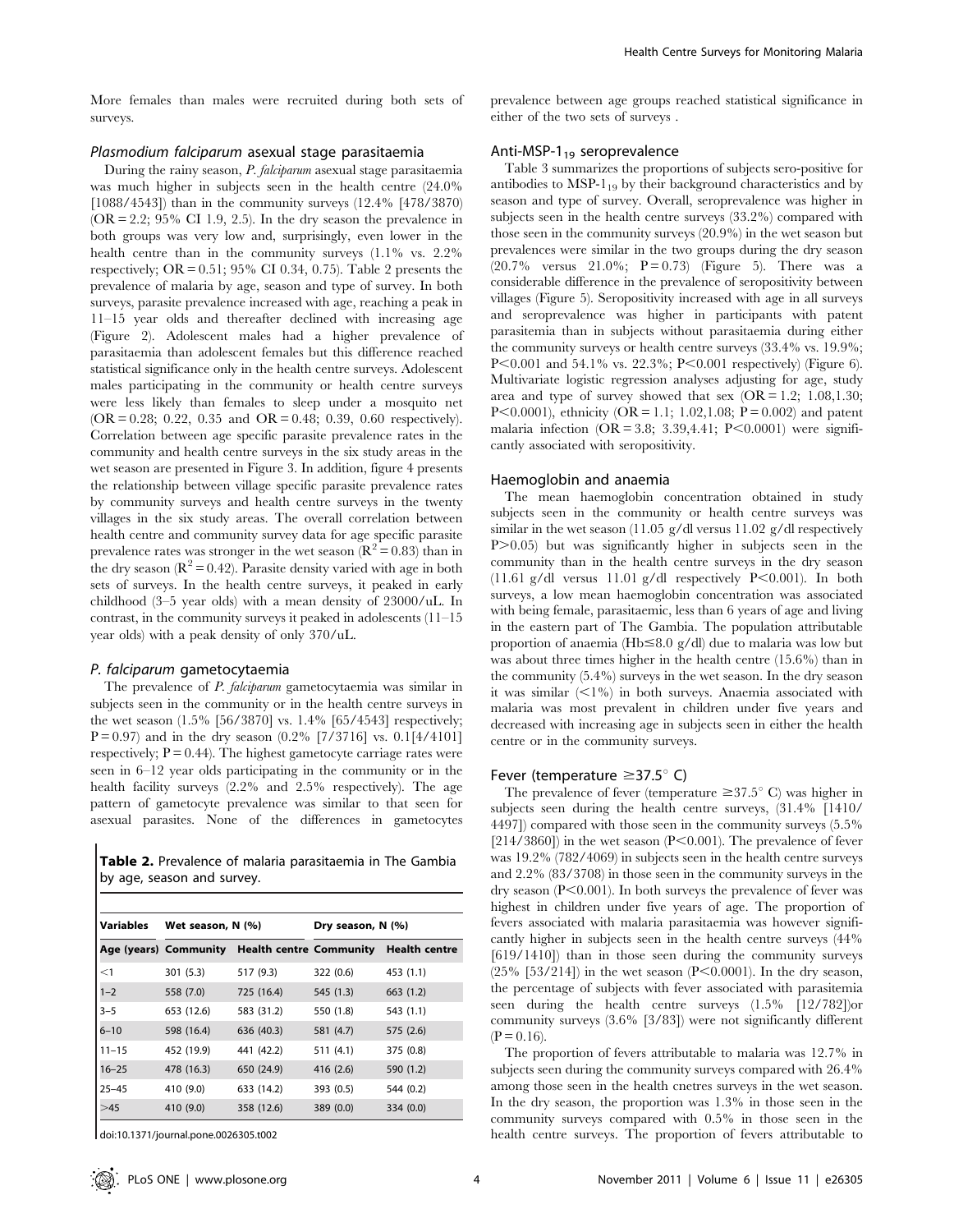More females than males were recruited during both sets of surveys.

### *Plasmodium falciparum* asexual stage parasitaemia

During the rainy season, *P. falciparum* asexual stage parasitaemia was much higher in subjects seen in the health centre (24.0% [1088/4543]) than in the community surveys (12.4% [478/3870) (OR = 2.2; 95% CI 1.9, 2.5). In the dry season the prevalence in both groups was very low and, surprisingly, even lower in the health centre than in the community surveys (1.1% vs. 2.2% respectively; OR = 0.51; 95% CI 0.34, 0.75). Table 2 presents the prevalence of malaria by age, season and type of survey. In both surveys, parasite prevalence increased with age, reaching a peak in 11–15 year olds and thereafter declined with increasing age (Figure 2). Adolescent males had a higher prevalence of parasitaemia than adolescent females but this difference reached statistical significance only in the health centre surveys. Adolescent males participating in the community or health centre surveys were less likely than females to sleep under a mosquito net (OR = 0.28; 0.22, 0.35 and OR = 0.48; 0.39, 0.60 respectively). Correlation between age specific parasite prevalence rates in the community and health centre surveys in the six study areas in the wet season are presented in Figure 3. In addition, figure 4 presents the relationship between village specific parasite prevalence rates by community surveys and health centre surveys in the twenty villages in the six study areas. The overall correlation between health centre and community survey data for age specific parasite prevalence rates was stronger in the wet season ($R^2 = 0.83$) than in the dry season ($R^2 = 0.42$). Parasite density varied with age in both sets of surveys. In the health centre surveys, it peaked in early childhood (3–5 year olds) with a mean density of 23000/uL. In contrast, in the community surveys it peaked in adolescents (11–15 year olds) with a peak density of only 370/uL.

### *P. falciparum* gametocytaemia

The prevalence of *P. falciparum* gametocytaemia was similar in subjects seen in the community or in the health centre surveys in the wet season (1.5% [56/3870] vs. 1.4% [65/4543] respectively; P = 0.97) and in the dry season (0.2% [7/3716] vs. 0.1[4/4101] respectively; P = 0.44). The highest gametocyte carriage rates were seen in 6–12 year olds participating in the community or in the health facility surveys (2.2% and 2.5% respectively). The age pattern of gametocyte prevalence was similar to that seen for asexual parasites. None of the differences in gametocytes prevalence between age groups reached statistical significance in either of the two sets of surveys .

**Table 2.** Prevalence of malaria parasitaemia in The Gambia by age, season and survey.

| Variables | Wet season, N (%) | | Dry season, N (%) | |
|---|---|---|---|---|
| Age (years) | Community | Health centre | Community | Health centre |
| <1 | 301 (5.3) | 517 (9.3) | 322 (0.6) | 453 (1.1) |
| 1–2 | 558 (7.0) | 725 (16.4) | 545 (1.3) | 663 (1.2) |
| 3–5 | 653 (12.6) | 583 (31.2) | 550 (1.8) | 543 (1.1) |
| 6–10 | 598 (16.4) | 636 (40.3) | 581 (4.7) | 575 (2.6) |
| 11–15 | 452 (19.9) | 441 (42.2) | 511 (4.1) | 375 (0.8) |
| 16–25 | 478 (16.3) | 650 (24.9) | 416 (2.6) | 590 (1.2) |
| 25–45 | 410 (9.0) | 633 (14.2) | 393 (0.5) | 544 (0.2) |
| >45 | 410 (9.0) | 358 (12.6) | 389 (0.0) | 334 (0.0) |

doi:10.1371/journal.pone.0026305.t002

### Anti-MSP-$1_{19}$ seroprevalence

Table 3 summarizes the proportions of subjects sero-positive for antibodies to MSP-$1_{19}$ by their background characteristics and by season and type of survey. Overall, seroprevalence was higher in subjects seen in the health centre surveys (33.2%) compared with those seen in the community surveys (20.9%) in the wet season but prevalences were similar in the two groups during the dry season (20.7% versus 21.0%; P = 0.73) (Figure 5). There was a considerable difference in the prevalence of seropositivity between villages (Figure 5). Seropositivity increased with age in all surveys and seroprevalence was higher in participants with patent parasitemia than in subjects without parasitaemia during either the community surveys or health centre surveys (33.4% vs. 19.9%; P<0.001 and 54.1% vs. 22.3%; P<0.001 respectively) (Figure 6). Multivariate logistic regression analyses adjusting for age, study area and type of survey showed that sex (OR = 1.2; 1.08,1.30; P<0.0001), ethnicity (OR = 1.1; 1.02,1.08; P = 0.002) and patent malaria infection (OR = 3.8; 3.39,4.41; P<0.0001) were significantly associated with seropositivity.

### Haemoglobin and anaemia

The mean haemoglobin concentration obtained in study subjects seen in the community or health centre surveys was similar in the wet season (11.05 g/dl versus 11.02 g/dl respectively P>0.05) but was significantly higher in subjects seen in the community than in the health centre surveys in the dry season (11.61 g/dl versus 11.01 g/dl respectively P<0.001). In both surveys, a low mean haemoglobin concentration was associated with being female, parasitaemic, less than 6 years of age and living in the eastern part of The Gambia. The population attributable proportion of anaemia (Hb≤8.0 g/dl) due to malaria was low but was about three times higher in the health centre (15.6%) than in the community (5.4%) surveys in the wet season. In the dry season it was similar (<1%) in both surveys. Anaemia associated with malaria was most prevalent in children under five years and decreased with increasing age in subjects seen in either the health centre or in the community surveys.

### Fever (temperature ≥37.5° C)

The prevalence of fever (temperature ≥37.5° C) was higher in subjects seen during the health centre surveys, (31.4% [1410/4497]) compared with those seen in the community surveys (5.5% [214/3860]) in the wet season (P<0.001). The prevalence of fever was 19.2% (782/4069) in subjects seen in the health centre surveys and 2.2% (83/3708) in those seen in the community surveys in the dry season (P<0.001). In both surveys the prevalence of fever was highest in children under five years of age. The proportion of fevers associated with malaria parasitaemia was however significantly higher in subjects seen in the health centre surveys (44% [619/1410]) than in those seen during the community surveys (25% [53/214]) in the wet season (P<0.0001). In the dry season, the percentage of subjects with fever associated with parasitemia seen during the health centre surveys (1.5% [12/782])or community surveys (3.6% [3/83]) were not significantly different (P = 0.16).

The proportion of fevers attributable to malaria was 12.7% in subjects seen during the community surveys compared with 26.4% among those seen in the health cnetres surveys in the wet season. In the dry season, the proportion was 1.3% in those seen in the community surveys compared with 0.5% in those seen in the health centre surveys. The proportion of fevers attributable to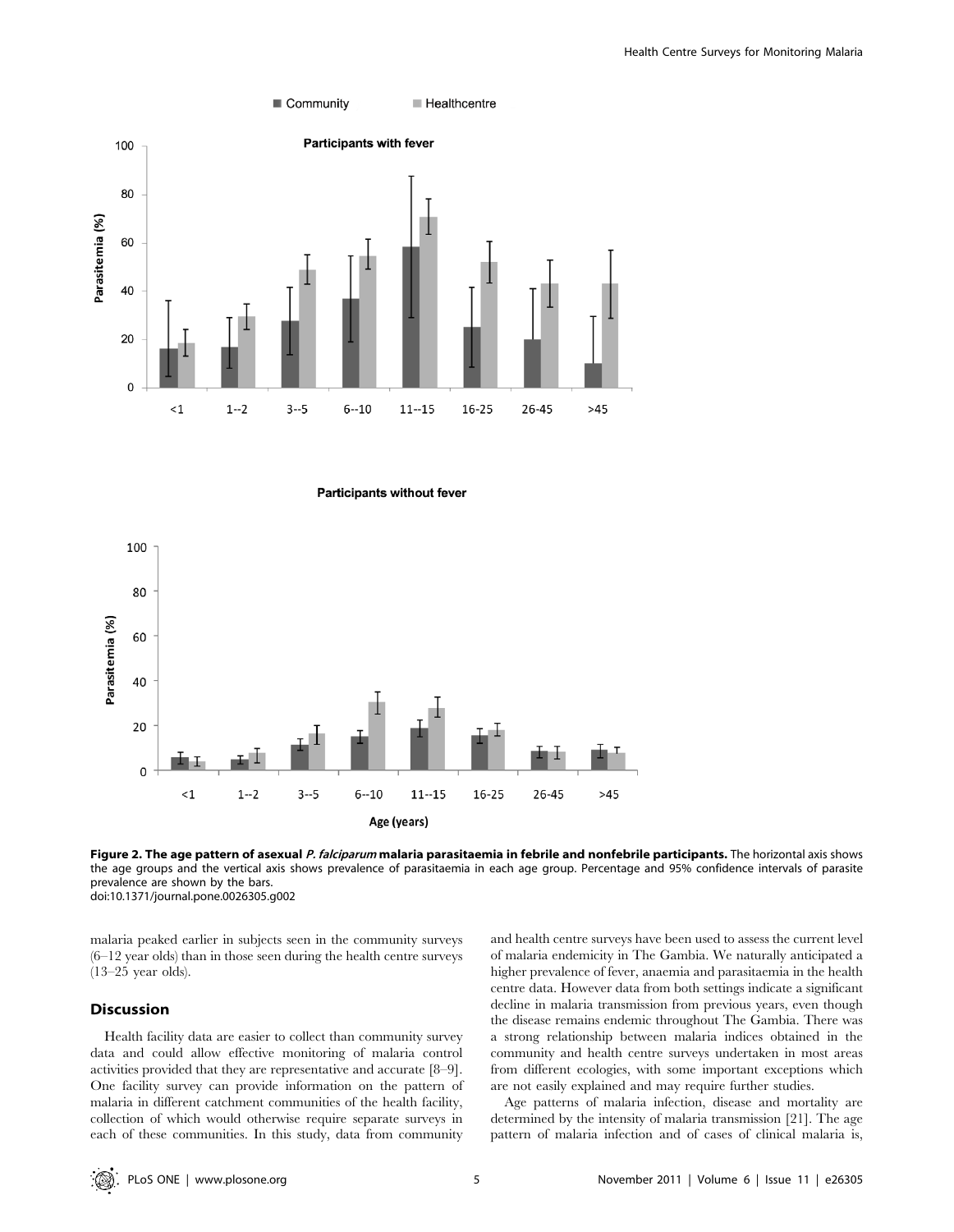**Figure 2. The age pattern of asexual *P. falciparum* malaria parasitaemia in febrile and nonfebrile participants.** The horizontal axis shows the age groups and the vertical axis shows prevalence of parasitaemia in each age group. Percentage and 95% confidence intervals of parasite prevalence are shown by the bars.
doi:10.1371/journal.pone.0026305.g002

malaria peaked earlier in subjects seen in the community surveys (6–12 year olds) than in those seen during the health centre surveys (13–25 year olds).

## Discussion

Health facility data are easier to collect than community survey data and could allow effective monitoring of malaria control activities provided that they are representative and accurate [8–9]. One facility survey can provide information on the pattern of malaria in different catchment communities of the health facility, collection of which would otherwise require separate surveys in each of these communities. In this study, data from community and health centre surveys have been used to assess the current level of malaria endemicity in The Gambia. We naturally anticipated a higher prevalence of fever, anaemia and parasitaemia in the health centre data. However data from both settings indicate a significant decline in malaria transmission from previous years, even though the disease remains endemic throughout The Gambia. There was a strong relationship between malaria indices obtained in the community and health centre surveys undertaken in most areas from different ecologies, with some important exceptions which are not easily explained and may require further studies.

Age patterns of malaria infection, disease and mortality are determined by the intensity of malaria transmission [21]. The age pattern of malaria infection and of cases of clinical malaria is,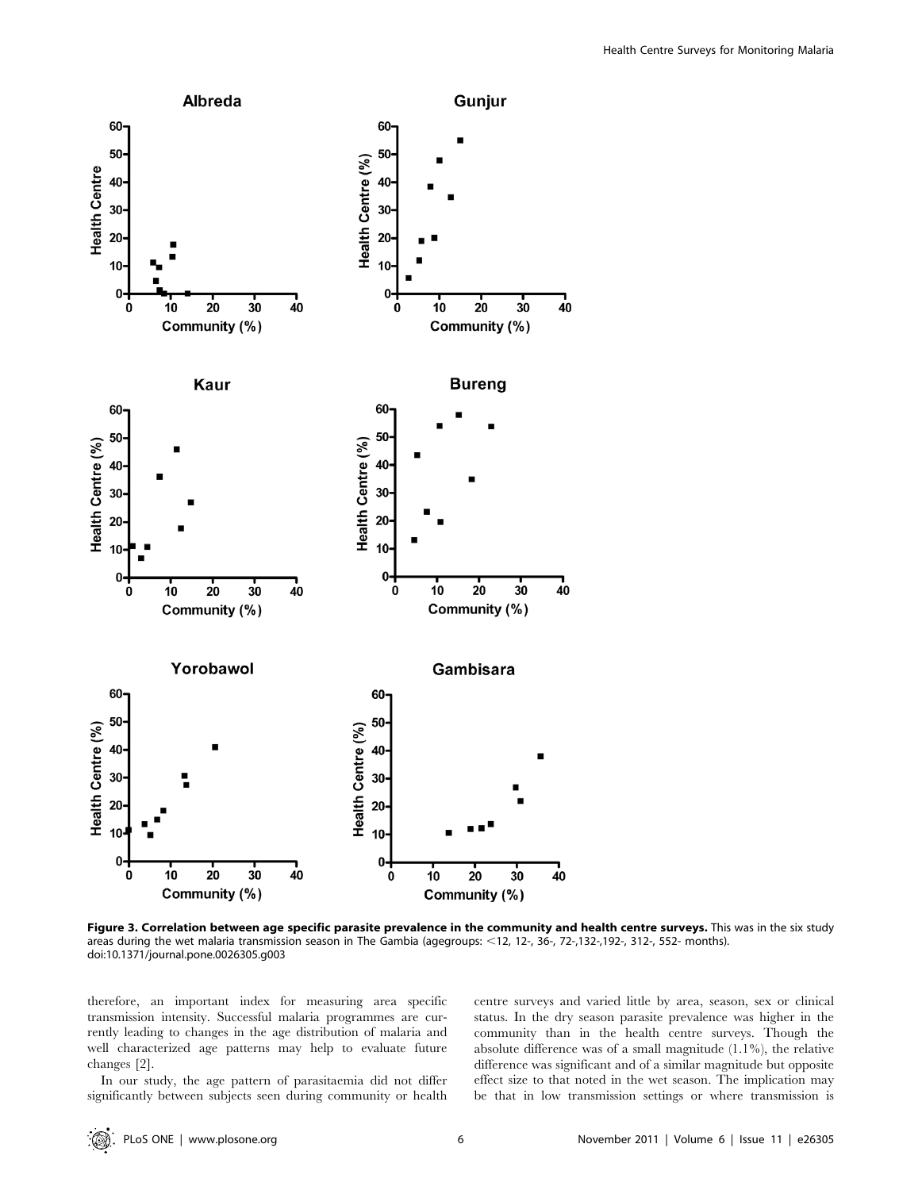**Figure 3. Correlation between age specific parasite prevalence in the community and health centre surveys.** This was in the six study areas during the wet malaria transmission season in The Gambia (agegroups: <12, 12-, 36-, 72-,132-,192-, 312-, 552- months). doi:10.1371/journal.pone.0026305.g003

therefore, an important index for measuring area specific transmission intensity. Successful malaria programmes are currently leading to changes in the age distribution of malaria and well characterized age patterns may help to evaluate future changes [2].

In our study, the age pattern of parasitaemia did not differ significantly between subjects seen during community or health centre surveys and varied little by area, season, sex or clinical status. In the dry season parasite prevalence was higher in the community than in the health centre surveys. Though the absolute difference was of a small magnitude (1.1%), the relative difference was significant and of a similar magnitude but opposite effect size to that noted in the wet season. The implication may be that in low transmission settings or where transmission is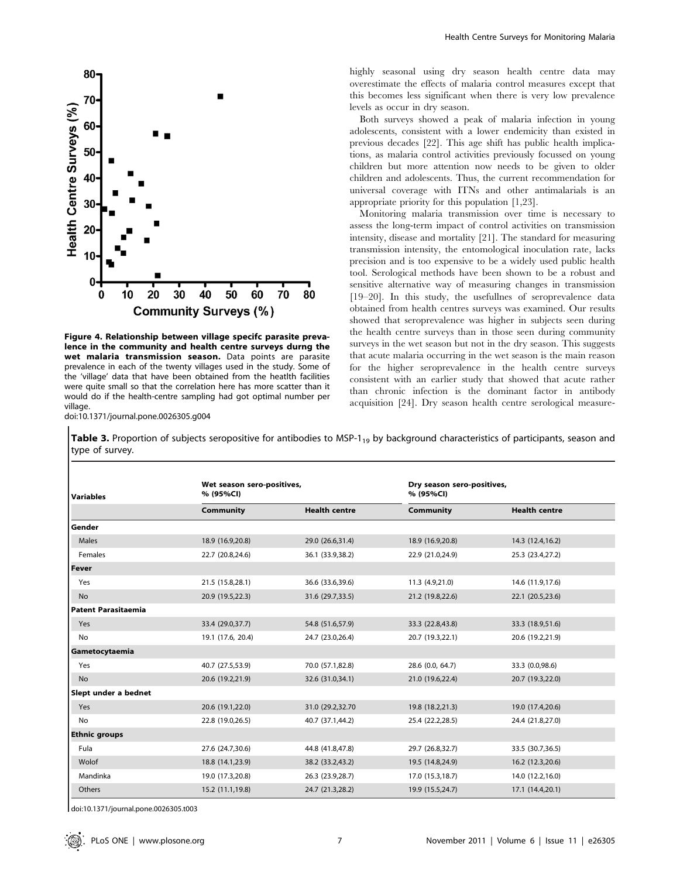Figure 4. Relationship between village specifc parasite prevalence in the community and health centre surveys durng the wet malaria transmission season. Data points are parasite prevalence in each of the twenty villages used in the study. Some of the 'village' data that have been obtained from the heatlth facilities were quite small so that the correlation here has more scatter than it would do if the health-centre sampling had got optimal number per village.
doi:10.1371/journal.pone.0026305.g004

highly seasonal using dry season health centre data may overestimate the effects of malaria control measures except that this becomes less significant when there is very low prevalence levels as occur in dry season.

Both surveys showed a peak of malaria infection in young adolescents, consistent with a lower endemicity than existed in previous decades [22]. This age shift has public health implications, as malaria control activities previously focussed on young children but more attention now needs to be given to older children and adolescents. Thus, the current recommendation for universal coverage with ITNs and other antimalarials is an appropriate priority for this population [1,23].

Monitoring malaria transmission over time is necessary to assess the long-term impact of control activities on transmission intensity, disease and mortality [21]. The standard for measuring transmission intensity, the entomological inoculation rate, lacks precision and is too expensive to be a widely used public health tool. Serological methods have been shown to be a robust and sensitive alternative way of measuring changes in transmission [19–20]. In this study, the usefullnes of seroprevalence data obtained from health centres surveys was examined. Our results showed that seroprevalence was higher in subjects seen during the health centre surveys than in those seen during community surveys in the wet season but not in the dry season. This suggests that acute malaria occurring in the wet season is the main reason for the higher seroprevalence in the health centre surveys consistent with an earlier study that showed that acute rather than chronic infection is the dominant factor in antibody acquisition [24]. Dry season health centre serological measure-

**Table 3.** Proportion of subjects seropositive for antibodies to MSP-$1_{19}$ by background characteristics of participants, season and type of survey.

| Variables | Wet season sero-positives, % (95%CI) | | Dry season sero-positives, % (95%CI) | |
|---|---|---|---|---|
| | **Community** | **Health centre** | **Community** | **Health centre** |
| **Gender** | | | | |
| Males | 18.9 (16.9,20.8) | 29.0 (26.6,31.4) | 18.9 (16.9,20.8) | 14.3 (12.4,16.2) |
| Females | 22.7 (20.8,24.6) | 36.1 (33.9,38.2) | 22.9 (21.0,24.9) | 25.3 (23.4,27.2) |
| **Fever** | | | | |
| Yes | 21.5 (15.8,28.1) | 36.6 (33.6,39.6) | 11.3 (4.9,21.0) | 14.6 (11.9,17.6) |
| No | 20.9 (19.5,22.3) | 31.6 (29.7,33.5) | 21.2 (19.8,22.6) | 22.1 (20.5,23.6) |
| **Patent Parasitaemia** | | | | |
| Yes | 33.4 (29.0,37.7) | 54.8 (51.6,57.9) | 33.3 (22.8,43.8) | 33.3 (18.9,51.6) |
| No | 19.1 (17.6, 20.4) | 24.7 (23.0,26.4) | 20.7 (19.3,22.1) | 20.6 (19.2,21.9) |
| **Gametocytaemia** | | | | |
| Yes | 40.7 (27.5,53.9) | 70.0 (57.1,82.8) | 28.6 (0.0, 64.7) | 33.3 (0.0,98.6) |
| No | 20.6 (19.2,21.9) | 32.6 (31.0,34.1) | 21.0 (19.6,22.4) | 20.7 (19.3,22.0) |
| **Slept under a bednet** | | | | |
| Yes | 20.6 (19.1,22.0) | 31.0 (29.2,32.70 | 19.8 (18.2,21.3) | 19.0 (17.4,20.6) |
| No | 22.8 (19.0,26.5) | 40.7 (37.1,44.2) | 25.4 (22.2,28.5) | 24.4 (21.8,27.0) |
| **Ethnic groups** | | | | |
| Fula | 27.6 (24.7,30.6) | 44.8 (41.8,47.8) | 29.7 (26.8,32.7) | 33.5 (30.7,36.5) |
| Wolof | 18.8 (14.1,23.9) | 38.2 (33.2,43.2) | 19.5 (14.8,24.9) | 16.2 (12.3,20.6) |
| Mandinka | 19.0 (17.3,20.8) | 26.3 (23.9,28.7) | 17.0 (15.3,18.7) | 14.0 (12.2,16.0) |
| Others | 15.2 (11.1,19.8) | 24.7 (21.3,28.2) | 19.9 (15.5,24.7) | 17.1 (14.4,20.1) |

doi:10.1371/journal.pone.0026305.t003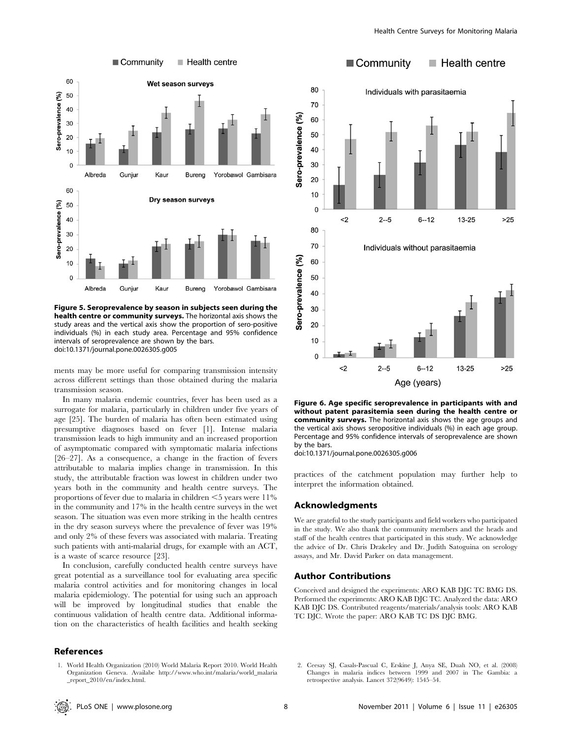**Figure 5. Seroprevalence by season in subjects seen during the health centre or community surveys.** The horizontal axis shows the study areas and the vertical axis show the proportion of sero-positive individuals (%) in each study area. Percentage and 95% confidence intervals of seroprevalence are shown by the bars.
doi:10.1371/journal.pone.0026305.g005

**Figure 6. Age specific seroprevalence in participants with and without patent parasitemia seen during the health centre or community surveys.** The horizontal axis shows the age groups and the vertical axis shows seropositive individuals (%) in each age group. Percentage and 95% confidence intervals of seroprevalence are shown by the bars.
doi:10.1371/journal.pone.0026305.g006

ments may be more useful for comparing transmission intensity across different settings than those obtained during the malaria transmission season.

In many malaria endemic countries, fever has been used as a surrogate for malaria, particularly in children under five years of age [25]. The burden of malaria has often been estimated using presumptive diagnoses based on fever [1]. Intense malaria transmission leads to high immunity and an increased proportion of asymptomatic compared with symptomatic malaria infections [26–27]. As a consequence, a change in the fraction of fevers attributable to malaria implies change in transmission. In this study, the attributable fraction was lowest in children under two years both in the community and health centre surveys. The proportions of fever due to malaria in children <5 years were 11% in the community and 17% in the health centre surveys in the wet season. The situation was even more striking in the health centres in the dry season surveys where the prevalence of fever was 19% and only 2% of these fevers was associated with malaria. Treating such patients with anti-malarial drugs, for example with an ACT, is a waste of scarce resource [23].

In conclusion, carefully conducted health centre surveys have great potential as a surveillance tool for evaluating area specific malaria control activities and for monitoring changes in local malaria epidemiology. The potential for using such an approach will be improved by longitudinal studies that enable the continuous validation of health centre data. Additional information on the characteristics of health facilities and health seeking practices of the catchment population may further help to interpret the information obtained.

## Acknowledgments

We are grateful to the study participants and field workers who participated in the study. We also thank the community members and the heads and staff of the health centres that participated in this study. We acknowledge the advice of Dr. Chris Drakeley and Dr. Judith Satoguina on serology assays, and Mr. David Parker on data management.

## Author Contributions

Conceived and designed the experiments: ARO KAB DJC TC BMG DS. Performed the experiments: ARO KAB DJC TC. Analyzed the data: ARO KAB DJC DS. Contributed reagents/materials/analysis tools: ARO KAB TC DJC. Wrote the paper: ARO KAB TC DS DJC BMG.

## References

1. World Health Organization (2010) World Malaria Report 2010. World Health Organization Geneva. Availabe http://www.who.int/malaria/world_malaria_report_2010/en/index.html.
2. Ceesay SJ, Casals-Pascual C, Erskine J, Anya SE, Duah NO, et al. (2008) Changes in malaria indices between 1999 and 2007 in The Gambia: a retrospective analysis. Lancet 372(9649): 1545–54.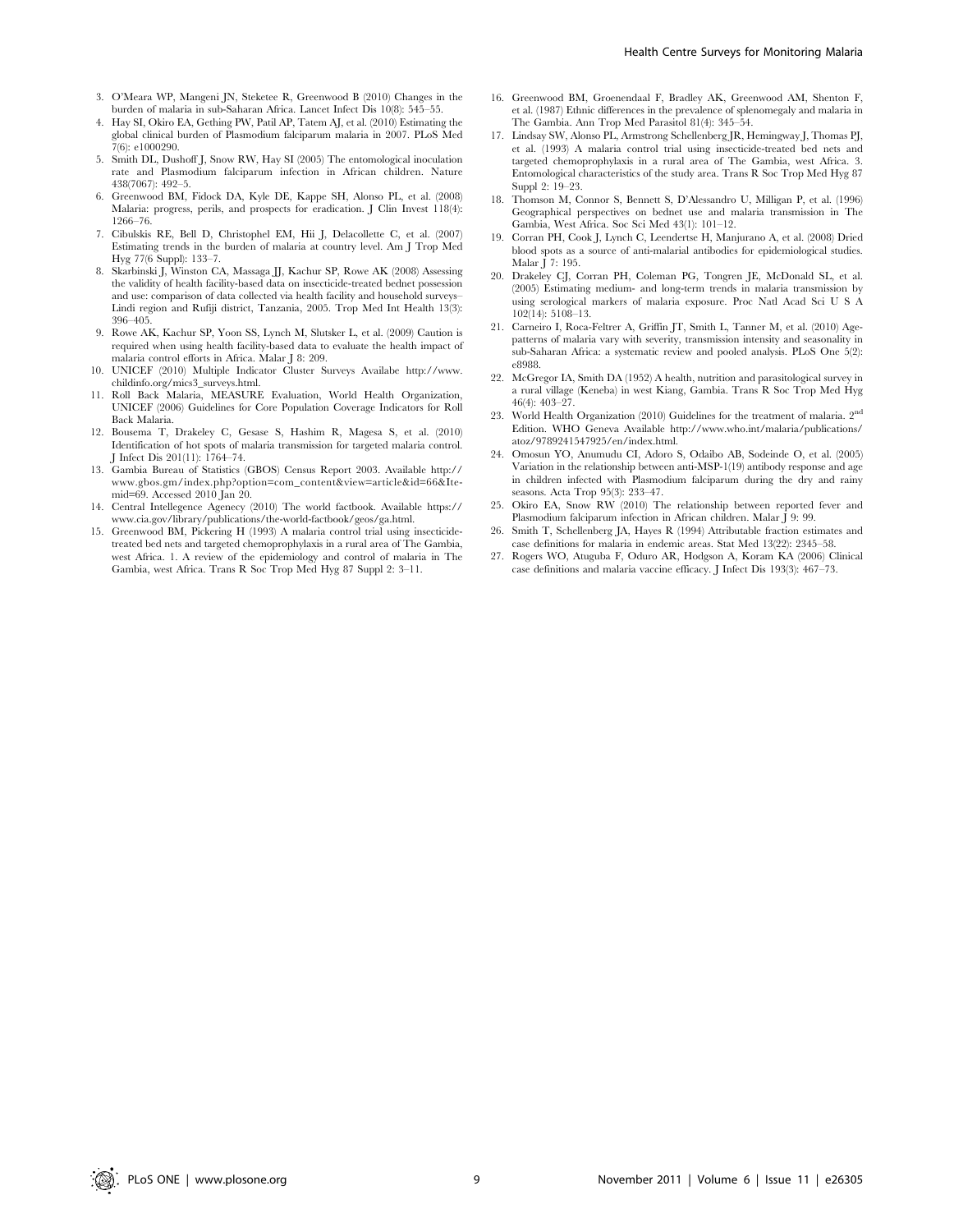3. O'Meara WP, Mangeni JN, Steketee R, Greenwood B (2010) Changes in the burden of malaria in sub-Saharan Africa. Lancet Infect Dis 10(8): 545–55.
4. Hay SI, Okiro EA, Gething PW, Patil AP, Tatem AJ, et al. (2010) Estimating the global clinical burden of Plasmodium falciparum malaria in 2007. PLoS Med 7(6): e1000290.
5. Smith DL, Dushoff J, Snow RW, Hay SI (2005) The entomological inoculation rate and Plasmodium falciparum infection in African children. Nature 438(7067): 492–5.
6. Greenwood BM, Fidock DA, Kyle DE, Kappe SH, Alonso PL, et al. (2008) Malaria: progress, perils, and prospects for eradication. J Clin Invest 118(4): 1266–76.
7. Cibulskis RE, Bell D, Christophel EM, Hii J, Delacollette C, et al. (2007) Estimating trends in the burden of malaria at country level. Am J Trop Med Hyg 77(6 Suppl): 133–7.
8. Skarbinski J, Winston CA, Massaga JJ, Kachur SP, Rowe AK (2008) Assessing the validity of health facility-based data on insecticide-treated bednet possession and use: comparison of data collected via health facility and household surveys–Lindi region and Rufiji district, Tanzania, 2005. Trop Med Int Health 13(3): 396–405.
9. Rowe AK, Kachur SP, Yoon SS, Lynch M, Slutsker L, et al. (2009) Caution is required when using health facility-based data to evaluate the health impact of malaria control efforts in Africa. Malar J 8: 209.
10. UNICEF (2010) Multiple Indicator Cluster Surveys Availabe http://www.childinfo.org/mics3_surveys.html.
11. Roll Back Malaria, MEASURE Evaluation, World Health Organization, UNICEF (2006) Guidelines for Core Population Coverage Indicators for Roll Back Malaria.
12. Bousema T, Drakeley C, Gesase S, Hashim R, Magesa S, et al. (2010) Identification of hot spots of malaria transmission for targeted malaria control. J Infect Dis 201(11): 1764–74.
13. Gambia Bureau of Statistics (GBOS) Census Report 2003. Available http://www.gbos.gm/index.php?option=com_content&view=article&id=66&Itemid=69. Accessed 2010 Jan 20.
14. Central Intellegence Agencey (2010) The world factbook. Available https://www.cia.gov/library/publications/the-world-factbook/geos/ga.html.
15. Greenwood BM, Pickering H (1993) A malaria control trial using insecticide-treated bed nets and targeted chemoprophylaxis in a rural area of The Gambia, west Africa. 1. A review of the epidemiology and control of malaria in The Gambia, west Africa. Trans R Soc Trop Med Hyg 87 Suppl 2: 3–11.
16. Greenwood BM, Groenendaal F, Bradley AK, Greenwood AM, Shenton F, et al. (1987) Ethnic differences in the prevalence of splenomegaly and malaria in The Gambia. Ann Trop Med Parasitol 81(4): 345–54.
17. Lindsay SW, Alonso PL, Armstrong Schellenberg JR, Hemingway J, Thomas PJ, et al. (1993) A malaria control trial using insecticide-treated bed nets and targeted chemoprophylaxis in a rural area of The Gambia, west Africa. 3. Entomological characteristics of the study area. Trans R Soc Trop Med Hyg 87 Suppl 2: 19–23.
18. Thomson M, Connor S, Bennett S, D'Alessandro U, Milligan P, et al. (1996) Geographical perspectives on bednet use and malaria transmission in The Gambia, West Africa. Soc Sci Med 43(1): 101–12.
19. Corran PH, Cook J, Lynch C, Leendertse H, Manjurano A, et al. (2008) Dried blood spots as a source of anti-malarial antibodies for epidemiological studies. Malar J 7: 195.
20. Drakeley CJ, Corran PH, Coleman PG, Tongren JE, McDonald SL, et al. (2005) Estimating medium- and long-term trends in malaria transmission by using serological markers of malaria exposure. Proc Natl Acad Sci U S A 102(14): 5108–13.
21. Carneiro I, Roca-Feltrer A, Griffin JT, Smith L, Tanner M, et al. (2010) Age-patterns of malaria vary with severity, transmission intensity and seasonality in sub-Saharan Africa: a systematic review and pooled analysis. PLoS One 5(2): e8988.
22. McGregor IA, Smith DA (1952) A health, nutrition and parasitological survey in a rural village (Keneba) in west Kiang, Gambia. Trans R Soc Trop Med Hyg 46(4): 403–27.
23. World Health Organization (2010) Guidelines for the treatment of malaria. 2nd Edition. WHO Geneva Available http://www.who.int/malaria/publications/atoz/9789241547925/en/index.html.
24. Omosun YO, Anumudu CI, Adoro S, Odaibo AB, Sodeinde O, et al. (2005) Variation in the relationship between anti-MSP-1(19) antibody response and age in children infected with Plasmodium falciparum during the dry and rainy seasons. Acta Trop 95(3): 233–47.
25. Okiro EA, Snow RW (2010) The relationship between reported fever and Plasmodium falciparum infection in African children. Malar J 9: 99.
26. Smith T, Schellenberg JA, Hayes R (1994) Attributable fraction estimates and case definitions for malaria in endemic areas. Stat Med 13(22): 2345–58.
27. Rogers WO, Atuguba F, Oduro AR, Hodgson A, Koram KA (2006) Clinical case definitions and malaria vaccine efficacy. J Infect Dis 193(3): 467–73.